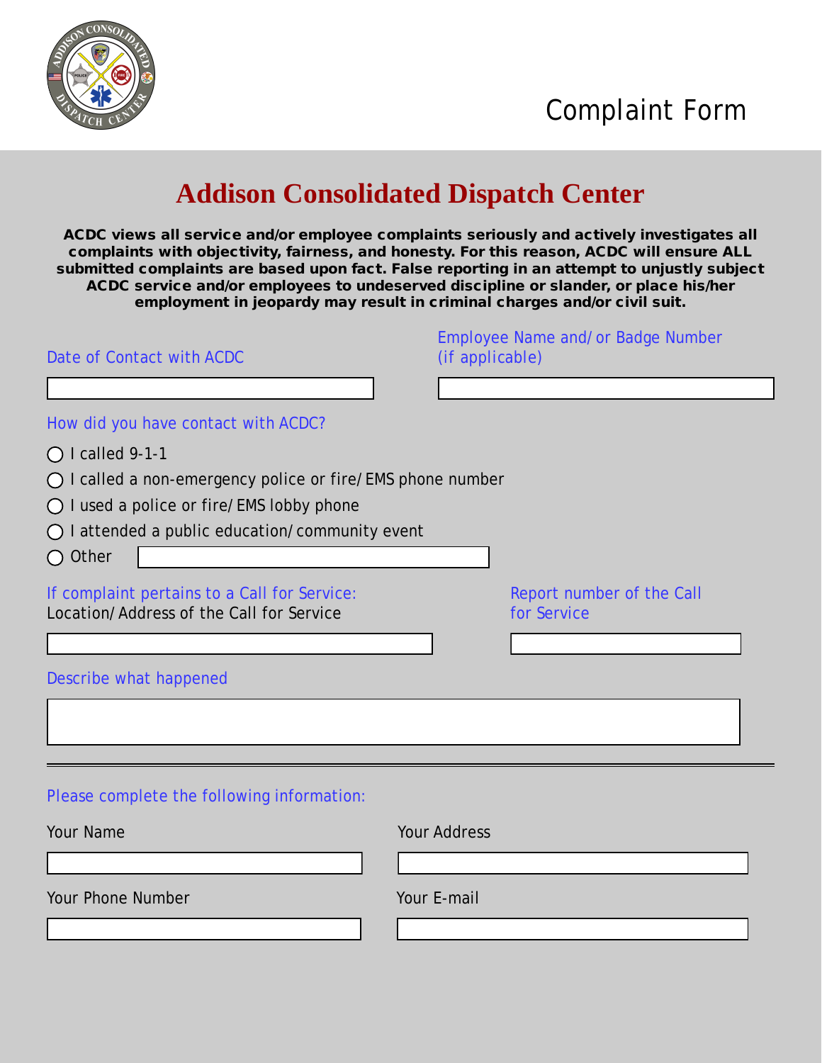Complant Form

# Addison Consolidated Dispatch Center

**ACDC views all service and/or employee complaints seriously and actively investigates all complaints with objectivity, fairness, and honesty. For this reason, ACDC will ensure ALL submitted complaints are based upon fact. False reporting in an attempt to unjustly subject ACDC service and/or employees to undeserved discipline or slander, or place his/her employment in jeopardy may result in criminal charges and/or civil suit.**

Date of Contact with ACDC

Employee Name and/or Badge Number (if applicable)

How did you have contact with ACDC?

- ◯ I called 9-1-1
- ◯ I called a non-emergency police or fire/EMS phone number
- ◯ I used a police or fire/EMS lobby phone
- ◯ I attended a public education/community event
- ◯ Other

If complaint pertains to a Call for Service:
Location/Address of the Call for Service

Report number of the Call for Service

Describe what happened

---

Please complete the following information:

Your Name

Your Address

Your Phone Number

Your E-mail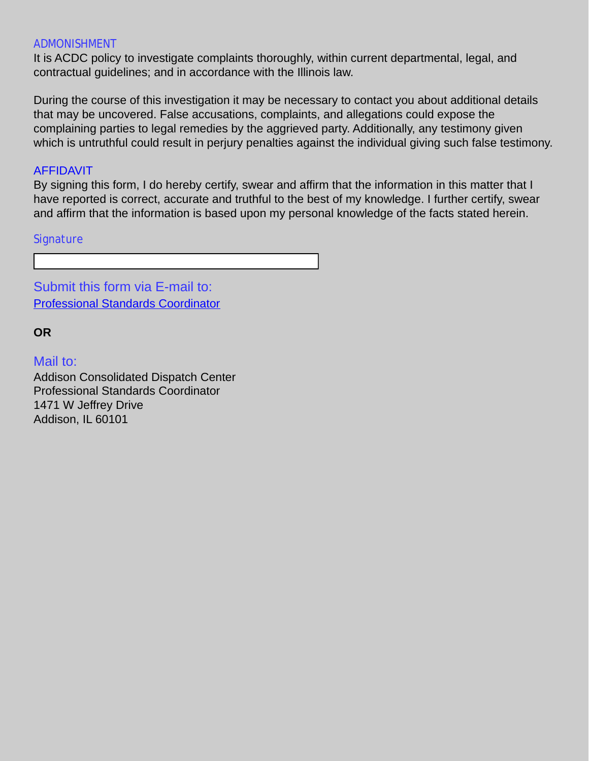## ADMONISHMENT

It is ACDC policy to investigate complaints thoroughly, within current departmental, legal, and contractual guidelines; and in accordance with the Illinois law.

During the course of this investigation it may be necessary to contact you about additional details that may be uncovered. False accusations, complaints, and allegations could expose the complaining parties to legal remedies by the aggrieved party. Additionally, any testimony given which is untruthful could result in perjury penalties against the individual giving such false testimony.

## AFFIDAVIT

By signing this form, I do hereby certify, swear and affirm that the information in this matter that I have reported is correct, accurate and truthful to the best of my knowledge. I further certify, swear and affirm that the information is based upon my personal knowledge of the facts stated herein.

Signature

______________________________

## Submit this form via E-mail to:

Professional Standards Coordinator

**OR**

## Mail to:

Addison Consolidated Dispatch Center
Professional Standards Coordinator
1471 W Jeffrey Drive
Addison, IL 60101